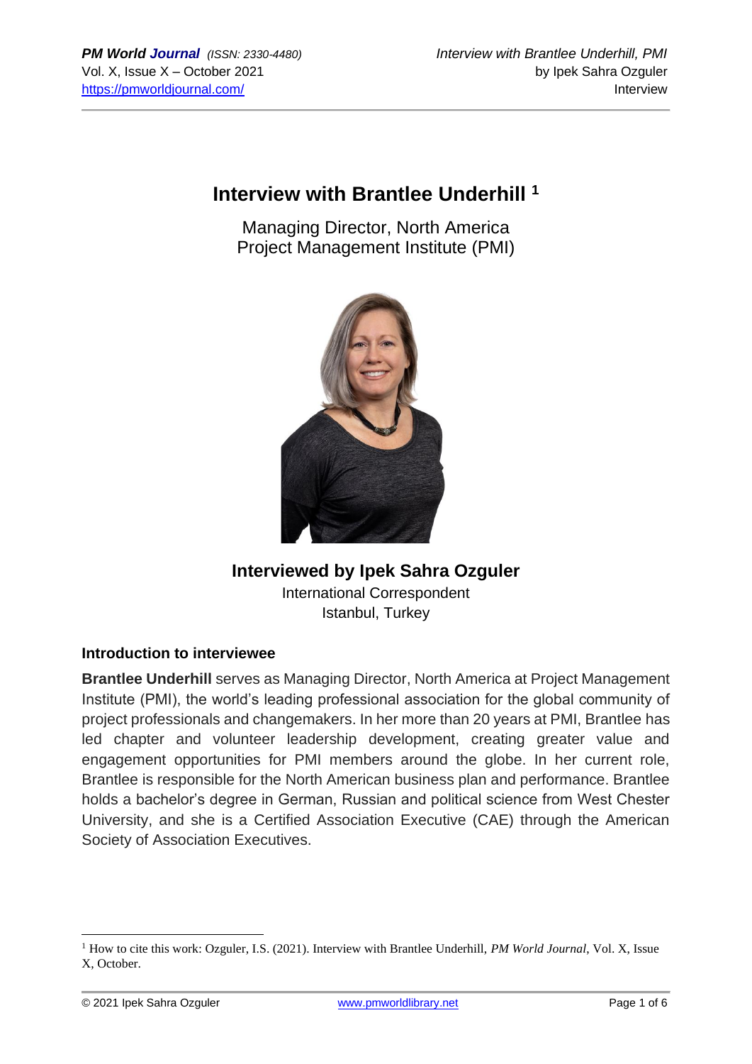# Interview with Brantlee Underhill [1]

Managing Director, North America
Project Management Institute (PMI)

**Interviewed by Ipek Sahra Ozguler**
International Correspondent
Istanbul, Turkey

### Introduction to interviewee

**Brantlee Underhill** serves as Managing Director, North America at Project Management Institute (PMI), the world's leading professional association for the global community of project professionals and changemakers. In her more than 20 years at PMI, Brantlee has led chapter and volunteer leadership development, creating greater value and engagement opportunities for PMI members around the globe. In her current role, Brantlee is responsible for the North American business plan and performance. Brantlee holds a bachelor's degree in German, Russian and political science from West Chester University, and she is a Certified Association Executive (CAE) through the American Society of Association Executives.

---

[1] How to cite this work: Ozguler, I.S. (2021). Interview with Brantlee Underhill, *PM World Journal*, Vol. X, Issue X, October.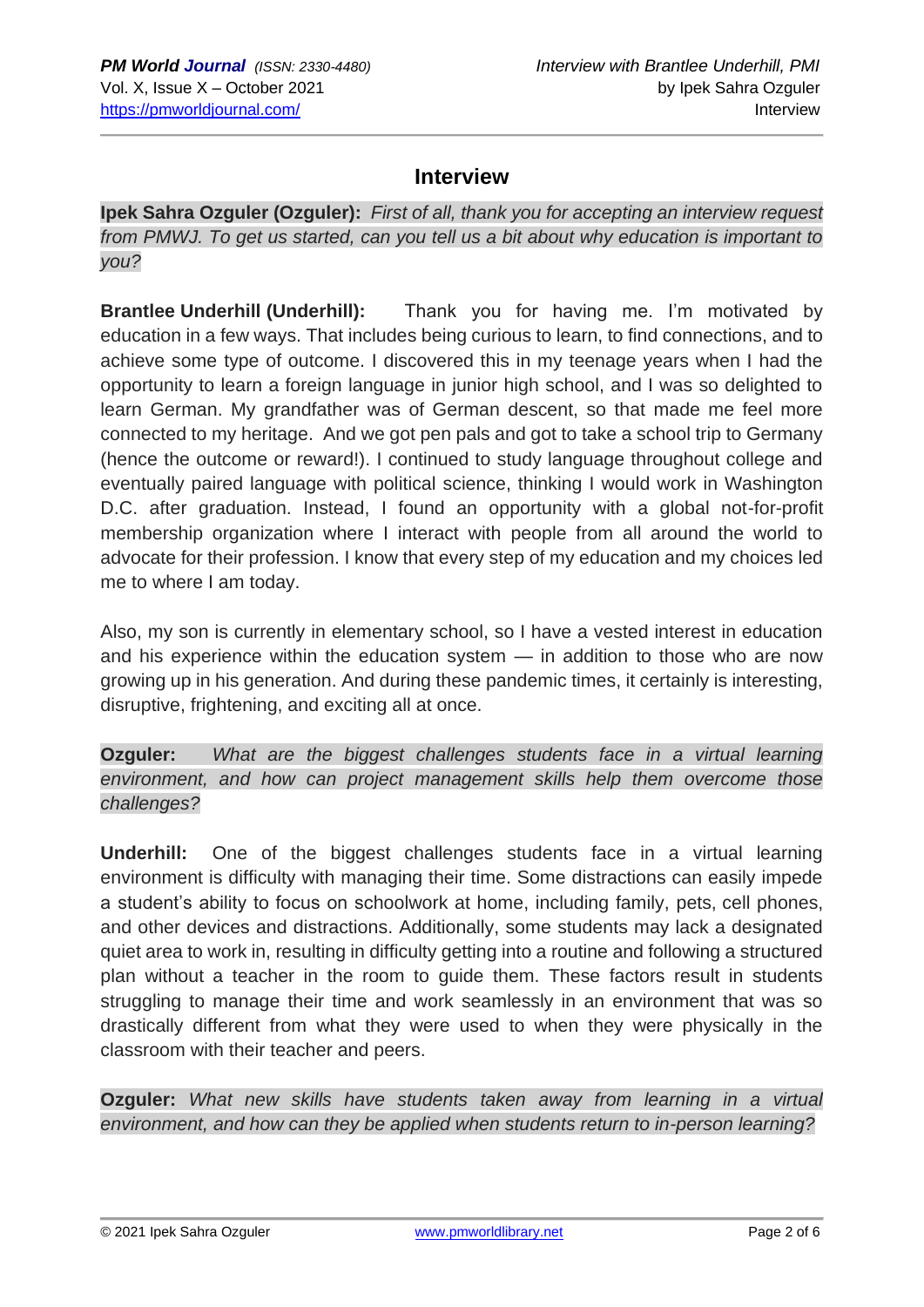## Interview

**Ipek Sahra Ozguler (Ozguler):** *First of all, thank you for accepting an interview request from PMWJ. To get us started, can you tell us a bit about why education is important to you?*

**Brantlee Underhill (Underhill):** Thank you for having me. I'm motivated by education in a few ways. That includes being curious to learn, to find connections, and to achieve some type of outcome. I discovered this in my teenage years when I had the opportunity to learn a foreign language in junior high school, and I was so delighted to learn German. My grandfather was of German descent, so that made me feel more connected to my heritage. And we got pen pals and got to take a school trip to Germany (hence the outcome or reward!). I continued to study language throughout college and eventually paired language with political science, thinking I would work in Washington D.C. after graduation. Instead, I found an opportunity with a global not-for-profit membership organization where I interact with people from all around the world to advocate for their profession. I know that every step of my education and my choices led me to where I am today.

Also, my son is currently in elementary school, so I have a vested interest in education and his experience within the education system — in addition to those who are now growing up in his generation. And during these pandemic times, it certainly is interesting, disruptive, frightening, and exciting all at once.

**Ozguler:** *What are the biggest challenges students face in a virtual learning environment, and how can project management skills help them overcome those challenges?*

**Underhill:** One of the biggest challenges students face in a virtual learning environment is difficulty with managing their time. Some distractions can easily impede a student's ability to focus on schoolwork at home, including family, pets, cell phones, and other devices and distractions. Additionally, some students may lack a designated quiet area to work in, resulting in difficulty getting into a routine and following a structured plan without a teacher in the room to guide them. These factors result in students struggling to manage their time and work seamlessly in an environment that was so drastically different from what they were used to when they were physically in the classroom with their teacher and peers.

**Ozguler:** *What new skills have students taken away from learning in a virtual environment, and how can they be applied when students return to in-person learning?*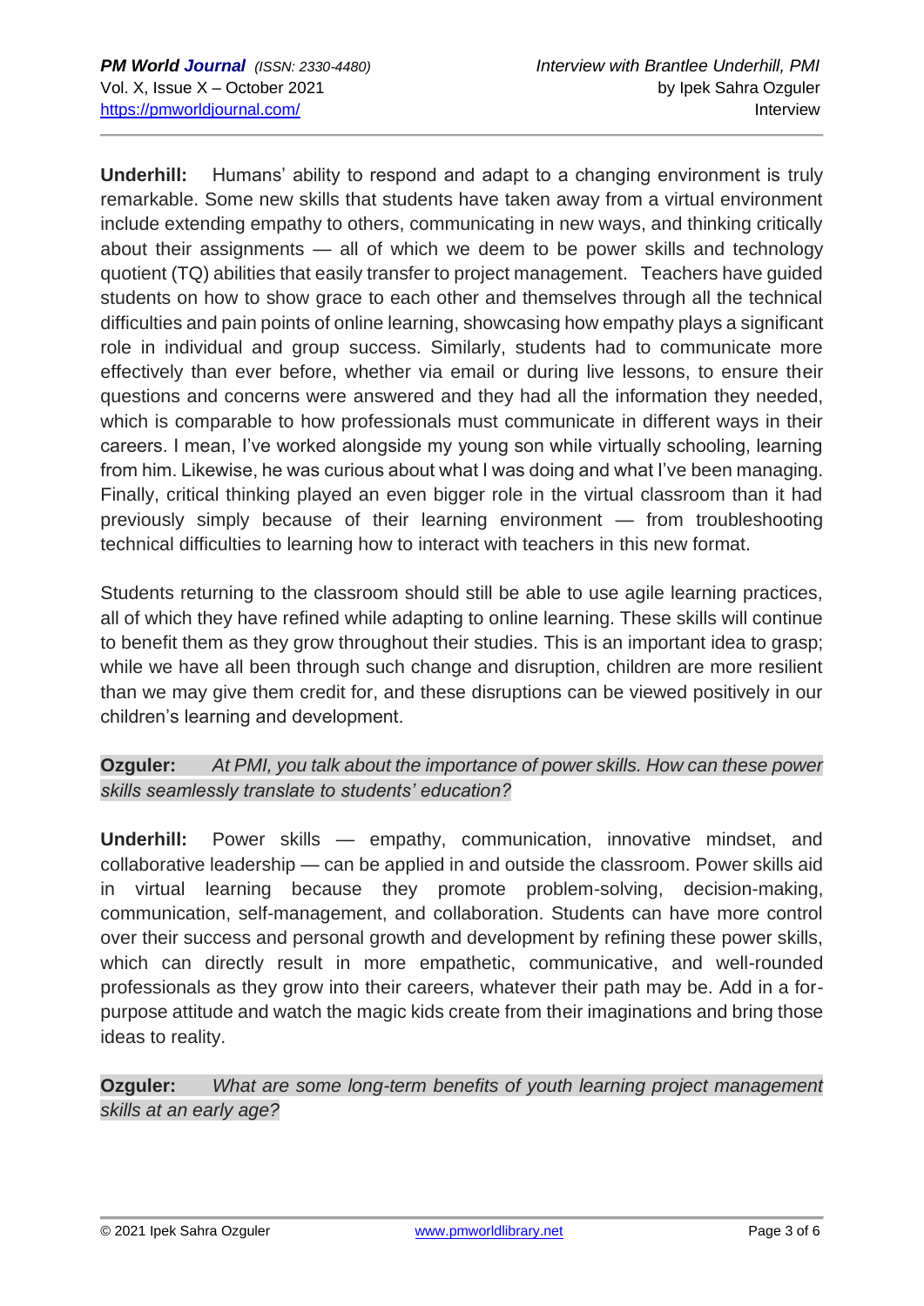**Underhill:** Humans' ability to respond and adapt to a changing environment is truly remarkable. Some new skills that students have taken away from a virtual environment include extending empathy to others, communicating in new ways, and thinking critically about their assignments — all of which we deem to be power skills and technology quotient (TQ) abilities that easily transfer to project management. Teachers have guided students on how to show grace to each other and themselves through all the technical difficulties and pain points of online learning, showcasing how empathy plays a significant role in individual and group success. Similarly, students had to communicate more effectively than ever before, whether via email or during live lessons, to ensure their questions and concerns were answered and they had all the information they needed, which is comparable to how professionals must communicate in different ways in their careers. I mean, I've worked alongside my young son while virtually schooling, learning from him. Likewise, he was curious about what I was doing and what I've been managing. Finally, critical thinking played an even bigger role in the virtual classroom than it had previously simply because of their learning environment — from troubleshooting technical difficulties to learning how to interact with teachers in this new format.

Students returning to the classroom should still be able to use agile learning practices, all of which they have refined while adapting to online learning. These skills will continue to benefit them as they grow throughout their studies. This is an important idea to grasp; while we have all been through such change and disruption, children are more resilient than we may give them credit for, and these disruptions can be viewed positively in our children's learning and development.

**Ozguler:** *At PMI, you talk about the importance of power skills. How can these power skills seamlessly translate to students' education?*

**Underhill:** Power skills — empathy, communication, innovative mindset, and collaborative leadership — can be applied in and outside the classroom. Power skills aid in virtual learning because they promote problem-solving, decision-making, communication, self-management, and collaboration. Students can have more control over their success and personal growth and development by refining these power skills, which can directly result in more empathetic, communicative, and well-rounded professionals as they grow into their careers, whatever their path may be. Add in a for-purpose attitude and watch the magic kids create from their imaginations and bring those ideas to reality.

**Ozguler:** *What are some long-term benefits of youth learning project management skills at an early age?*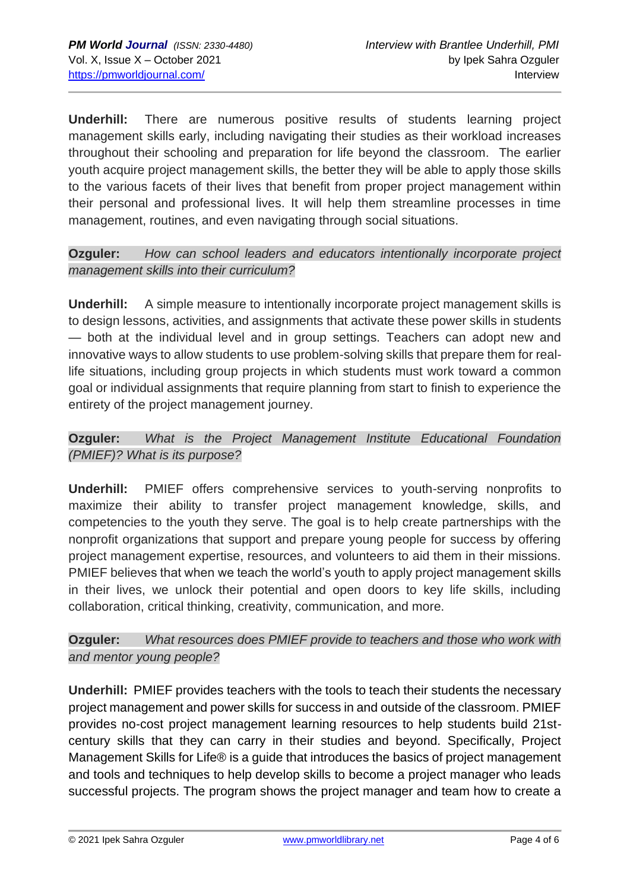**Underhill:** There are numerous positive results of students learning project management skills early, including navigating their studies as their workload increases throughout their schooling and preparation for life beyond the classroom. The earlier youth acquire project management skills, the better they will be able to apply those skills to the various facets of their lives that benefit from proper project management within their personal and professional lives. It will help them streamline processes in time management, routines, and even navigating through social situations.

**Ozguler:** *How can school leaders and educators intentionally incorporate project management skills into their curriculum?*

**Underhill:** A simple measure to intentionally incorporate project management skills is to design lessons, activities, and assignments that activate these power skills in students — both at the individual level and in group settings. Teachers can adopt new and innovative ways to allow students to use problem-solving skills that prepare them for real-life situations, including group projects in which students must work toward a common goal or individual assignments that require planning from start to finish to experience the entirety of the project management journey.

**Ozguler:** *What is the Project Management Institute Educational Foundation (PMIEF)? What is its purpose?*

**Underhill:** PMIEF offers comprehensive services to youth-serving nonprofits to maximize their ability to transfer project management knowledge, skills, and competencies to the youth they serve. The goal is to help create partnerships with the nonprofit organizations that support and prepare young people for success by offering project management expertise, resources, and volunteers to aid them in their missions. PMIEF believes that when we teach the world's youth to apply project management skills in their lives, we unlock their potential and open doors to key life skills, including collaboration, critical thinking, creativity, communication, and more.

**Ozguler:** *What resources does PMIEF provide to teachers and those who work with and mentor young people?*

**Underhill:** PMIEF provides teachers with the tools to teach their students the necessary project management and power skills for success in and outside of the classroom. PMIEF provides no-cost project management learning resources to help students build 21st-century skills that they can carry in their studies and beyond. Specifically, Project Management Skills for Life® is a guide that introduces the basics of project management and tools and techniques to help develop skills to become a project manager who leads successful projects. The program shows the project manager and team how to create a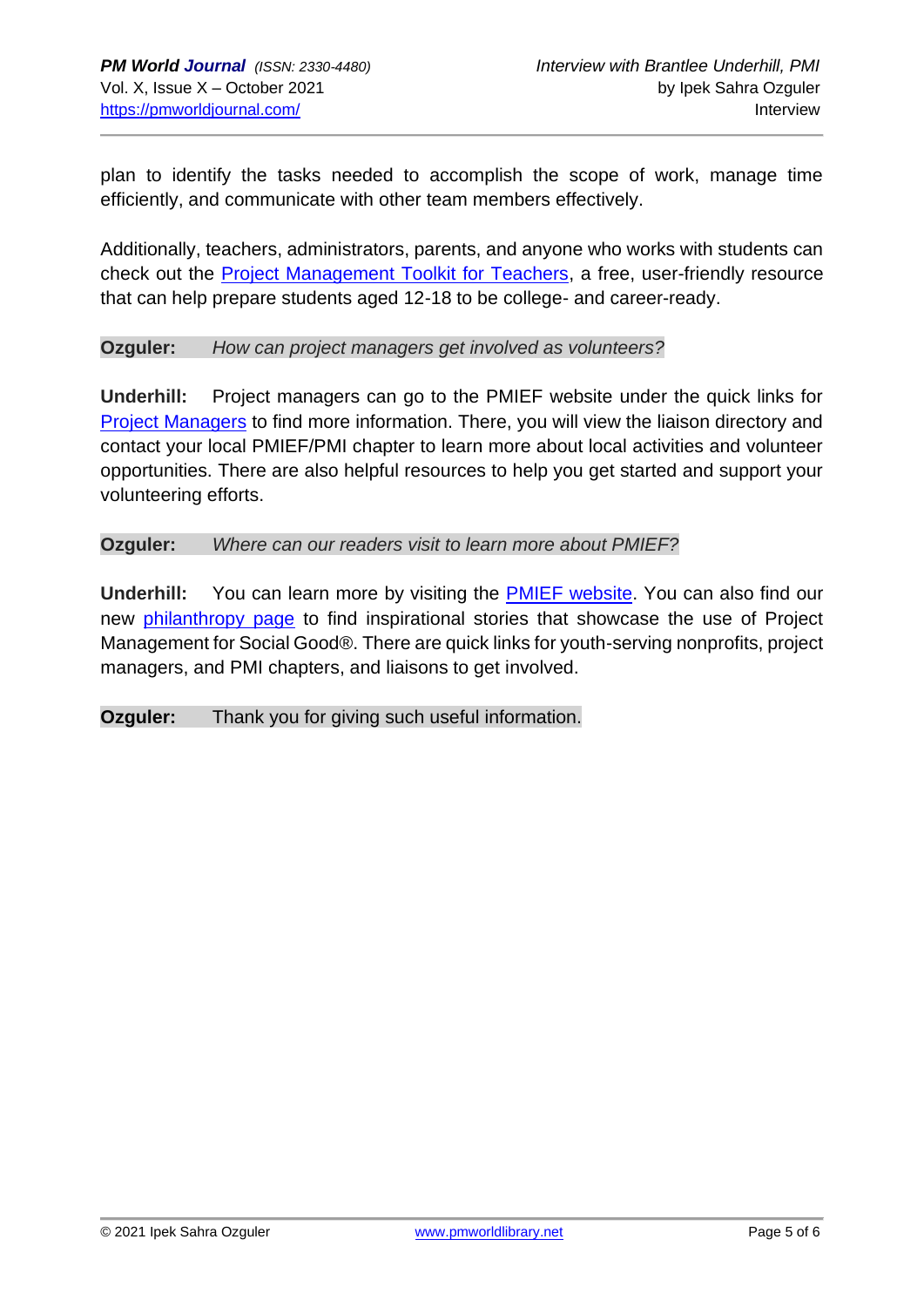plan to identify the tasks needed to accomplish the scope of work, manage time efficiently, and communicate with other team members effectively.

Additionally, teachers, administrators, parents, and anyone who works with students can check out the Project Management Toolkit for Teachers, a free, user-friendly resource that can help prepare students aged 12-18 to be college- and career-ready.

**Ozguler:** *How can project managers get involved as volunteers?*

**Underhill:** Project managers can go to the PMIEF website under the quick links for Project Managers to find more information. There, you will view the liaison directory and contact your local PMIEF/PMI chapter to learn more about local activities and volunteer opportunities. There are also helpful resources to help you get started and support your volunteering efforts.

**Ozguler:** *Where can our readers visit to learn more about PMIEF?*

**Underhill:** You can learn more by visiting the PMIEF website. You can also find our new philanthropy page to find inspirational stories that showcase the use of Project Management for Social Good®. There are quick links for youth-serving nonprofits, project managers, and PMI chapters, and liaisons to get involved.

**Ozguler:** Thank you for giving such useful information.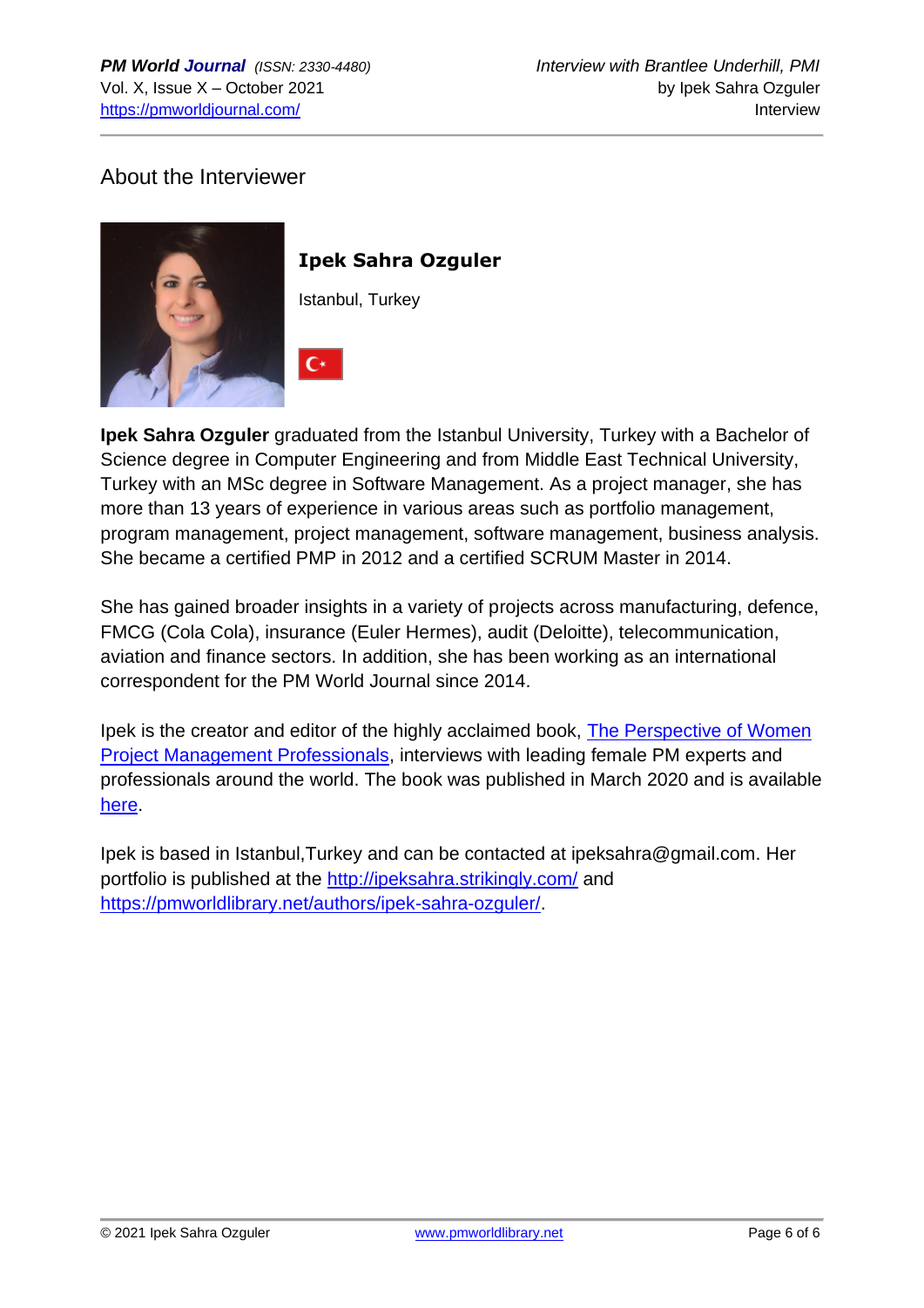## About the Interviewer

### Ipek Sahra Ozguler

Istanbul, Turkey

**Ipek Sahra Ozguler** graduated from the Istanbul University, Turkey with a Bachelor of Science degree in Computer Engineering and from Middle East Technical University, Turkey with an MSc degree in Software Management. As a project manager, she has more than 13 years of experience in various areas such as portfolio management, program management, project management, software management, business analysis. She became a certified PMP in 2012 and a certified SCRUM Master in 2014.

She has gained broader insights in a variety of projects across manufacturing, defence, FMCG (Cola Cola), insurance (Euler Hermes), audit (Deloitte), telecommunication, aviation and finance sectors. In addition, she has been working as an international correspondent for the PM World Journal since 2014.

Ipek is the creator and editor of the highly acclaimed book, The Perspective of Women Project Management Professionals, interviews with leading female PM experts and professionals around the world. The book was published in March 2020 and is available here.

Ipek is based in Istanbul,Turkey and can be contacted at ipeksahra@gmail.com. Her portfolio is published at the http://ipeksahra.strikingly.com/ and https://pmworldlibrary.net/authors/ipek-sahra-ozguler/.